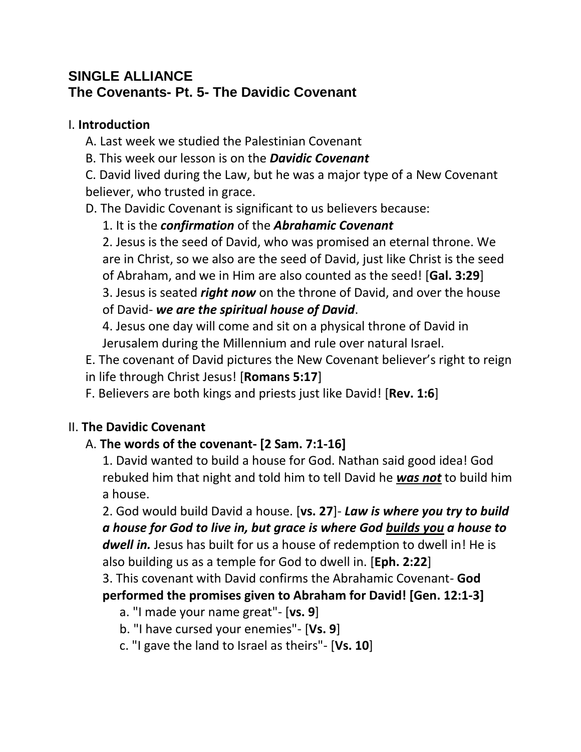# SINGLE ALLIANCE

## The Covenants- Pt. 5- The Davidic Covenant

I. **Introduction**

A. Last week we studied the Palestinian Covenant

B. This week our lesson is on the ***Davidic Covenant***

C. David lived during the Law, but he was a major type of a New Covenant believer, who trusted in grace.

D. The Davidic Covenant is significant to us believers because:

1. It is the ***confirmation*** of the ***Abrahamic Covenant***

2. Jesus is the seed of David, who was promised an eternal throne. We are in Christ, so we also are the seed of David, just like Christ is the seed of Abraham, and we in Him are also counted as the seed! [**Gal. 3:29**]

3. Jesus is seated ***right now*** on the throne of David, and over the house of David- ***we are the spiritual house of David***.

4. Jesus one day will come and sit on a physical throne of David in Jerusalem during the Millennium and rule over natural Israel.

E. The covenant of David pictures the New Covenant believer's right to reign in life through Christ Jesus! [**Romans 5:17**]

F. Believers are both kings and priests just like David! [**Rev. 1:6**]

II. **The Davidic Covenant**

A. **The words of the covenant- [2 Sam. 7:1-16]**

1. David wanted to build a house for God. Nathan said good idea! God rebuked him that night and told him to tell David he <u>***was not***</u> to build him a house.

2. God would build David a house. [**vs. 27**]- ***Law is where you try to build a house for God to live in, but grace is where God <u>builds you</u> a house to dwell in.*** Jesus has built for us a house of redemption to dwell in! He is also building us as a temple for God to dwell in. [**Eph. 2:22**]

3. This covenant with David confirms the Abrahamic Covenant- **God performed the promises given to Abraham for David! [Gen. 12:1-3]**

a. "I made your name great"- [**vs. 9**]

b. "I have cursed your enemies"- [**Vs. 9**]

c. "I gave the land to Israel as theirs"- [**Vs. 10**]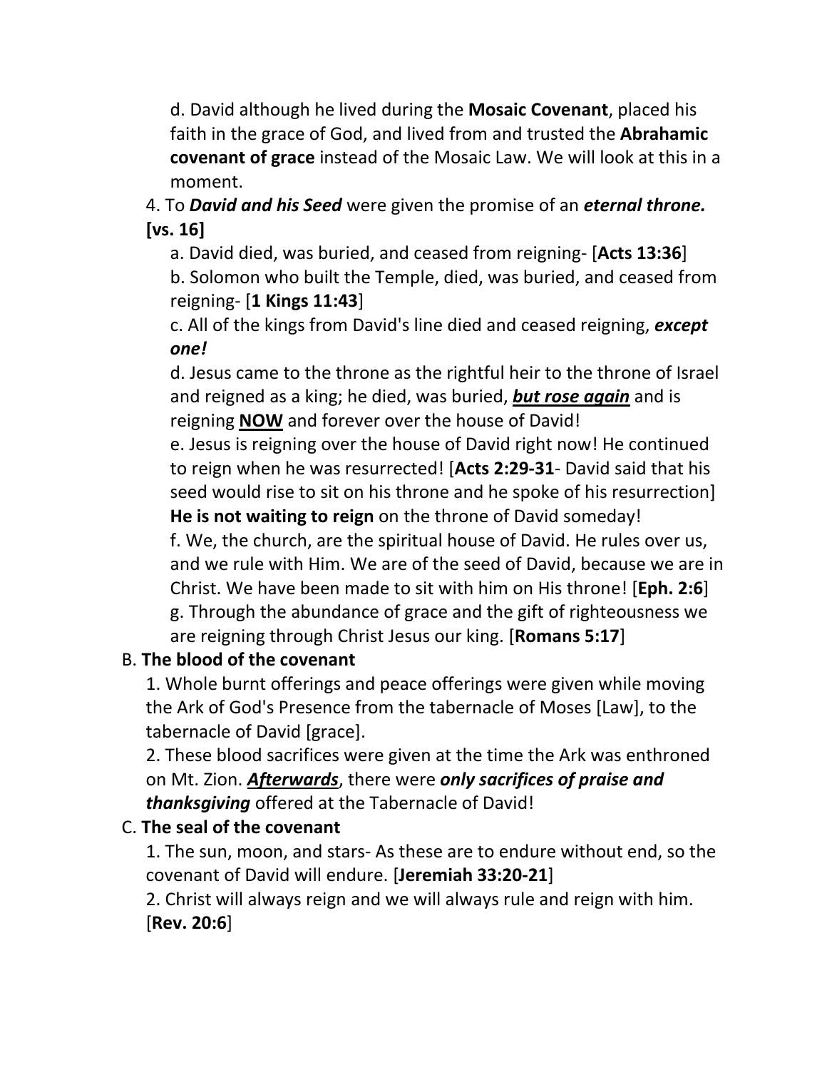d. David although he lived during the **Mosaic Covenant**, placed his faith in the grace of God, and lived from and trusted the **Abrahamic covenant of grace** instead of the Mosaic Law. We will look at this in a moment.

4. To ***David and his Seed*** were given the promise of an ***eternal throne.*** **[vs. 16]**

a. David died, was buried, and ceased from reigning- [**Acts 13:36**]

b. Solomon who built the Temple, died, was buried, and ceased from reigning- [**1 Kings 11:43**]

c. All of the kings from David's line died and ceased reigning, ***except one!***

d. Jesus came to the throne as the rightful heir to the throne of Israel and reigned as a king; he died, was buried, ***<u>but rose again</u>*** and is reigning **<u>NOW</u>** and forever over the house of David!

e. Jesus is reigning over the house of David right now! He continued to reign when he was resurrected! [**Acts 2:29-31**- David said that his seed would rise to sit on his throne and he spoke of his resurrection] **He is not waiting to reign** on the throne of David someday!

f. We, the church, are the spiritual house of David. He rules over us, and we rule with Him. We are of the seed of David, because we are in Christ. We have been made to sit with him on His throne! [**Eph. 2:6**]

g. Through the abundance of grace and the gift of righteousness we are reigning through Christ Jesus our king. [**Romans 5:17**]

B. **The blood of the covenant**

1. Whole burnt offerings and peace offerings were given while moving the Ark of God's Presence from the tabernacle of Moses [Law], to the tabernacle of David [grace].

2. These blood sacrifices were given at the time the Ark was enthroned on Mt. Zion. ***<u>Afterwards</u>***, there were ***only sacrifices of praise and thanksgiving*** offered at the Tabernacle of David!

C. **The seal of the covenant**

1. The sun, moon, and stars- As these are to endure without end, so the covenant of David will endure. [**Jeremiah 33:20-21**]

2. Christ will always reign and we will always rule and reign with him. [**Rev. 20:6**]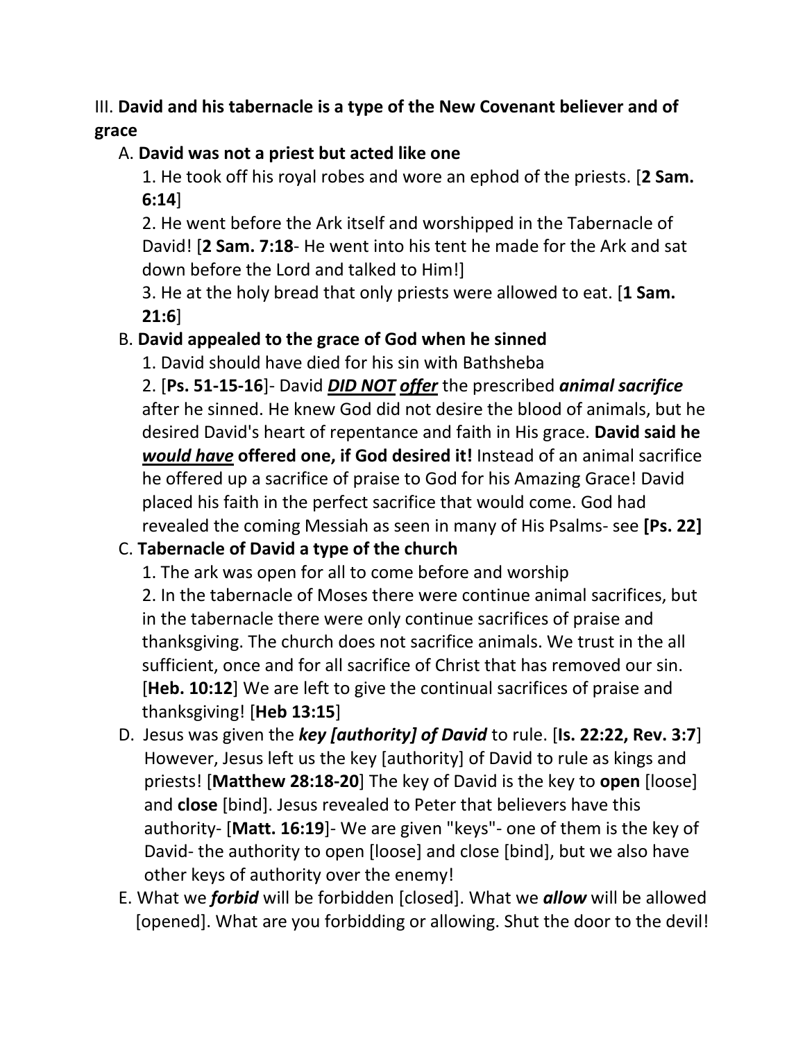III. **David and his tabernacle is a type of the New Covenant believer and of grace**

A. **David was not a priest but acted like one**

1. He took off his royal robes and wore an ephod of the priests. [**2 Sam. 6:14**]

2. He went before the Ark itself and worshipped in the Tabernacle of David! [**2 Sam. 7:18**- He went into his tent he made for the Ark and sat down before the Lord and talked to Him!]

3. He at the holy bread that only priests were allowed to eat. [**1 Sam. 21:6**]

B. **David appealed to the grace of God when he sinned**

1. David should have died for his sin with Bathsheba

2. [**Ps. 51-15-16**]- David ***DID NOT*** ***offer*** the prescribed ***animal sacrifice*** after he sinned. He knew God did not desire the blood of animals, but he desired David's heart of repentance and faith in His grace. **David said he *would have* offered one, if God desired it!** Instead of an animal sacrifice he offered up a sacrifice of praise to God for his Amazing Grace! David placed his faith in the perfect sacrifice that would come. God had revealed the coming Messiah as seen in many of His Psalms- see **[Ps. 22]**

C. **Tabernacle of David a type of the church**

1. The ark was open for all to come before and worship

2. In the tabernacle of Moses there were continue animal sacrifices, but in the tabernacle there were only continue sacrifices of praise and thanksgiving. The church does not sacrifice animals. We trust in the all sufficient, once and for all sacrifice of Christ that has removed our sin. [**Heb. 10:12**] We are left to give the continual sacrifices of praise and thanksgiving! [**Heb 13:15**]

D. Jesus was given the ***key [authority] of David*** to rule. [**Is. 22:22, Rev. 3:7**] However, Jesus left us the key [authority] of David to rule as kings and priests! [**Matthew 28:18-20**] The key of David is the key to **open** [loose] and **close** [bind]. Jesus revealed to Peter that believers have this authority- [**Matt. 16:19**]- We are given "keys"- one of them is the key of David- the authority to open [loose] and close [bind], but we also have other keys of authority over the enemy!

E. What we ***forbid*** will be forbidden [closed]. What we ***allow*** will be allowed [opened]. What are you forbidding or allowing. Shut the door to the devil!